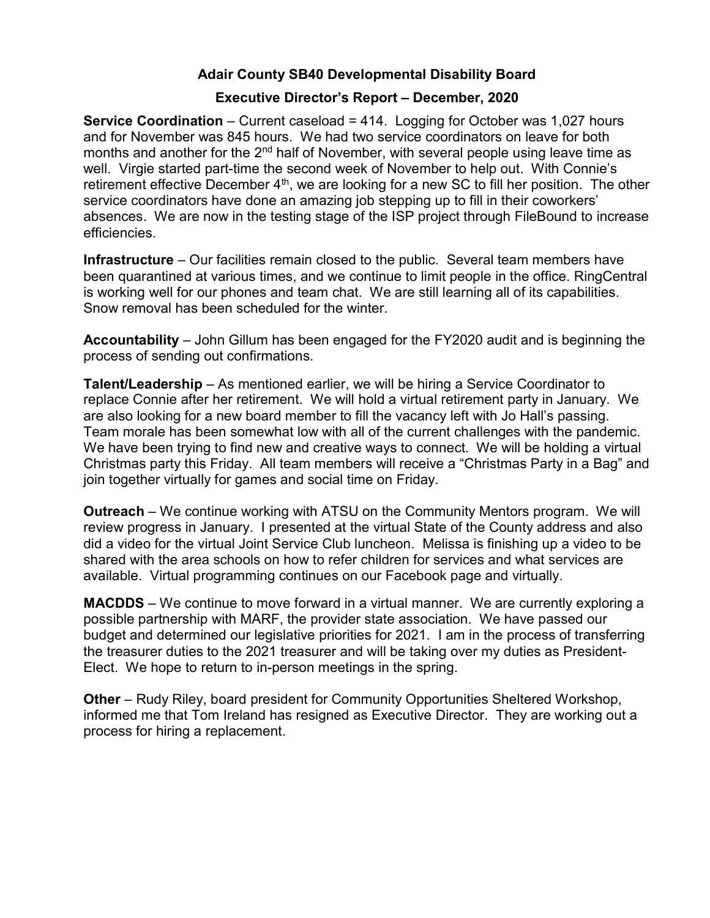# Adair County SB40 Developmental Disability Board

## Executive Director's Report – December, 2020

**Service Coordination** – Current caseload = 414. Logging for October was 1,027 hours and for November was 845 hours. We had two service coordinators on leave for both months and another for the 2nd half of November, with several people using leave time as well. Virgie started part-time the second week of November to help out. With Connie's retirement effective December 4th, we are looking for a new SC to fill her position. The other service coordinators have done an amazing job stepping up to fill in their coworkers' absences. We are now in the testing stage of the ISP project through FileBound to increase efficiencies.

**Infrastructure** – Our facilities remain closed to the public. Several team members have been quarantined at various times, and we continue to limit people in the office. RingCentral is working well for our phones and team chat. We are still learning all of its capabilities. Snow removal has been scheduled for the winter.

**Accountability** – John Gillum has been engaged for the FY2020 audit and is beginning the process of sending out confirmations.

**Talent/Leadership** – As mentioned earlier, we will be hiring a Service Coordinator to replace Connie after her retirement. We will hold a virtual retirement party in January. We are also looking for a new board member to fill the vacancy left with Jo Hall's passing. Team morale has been somewhat low with all of the current challenges with the pandemic. We have been trying to find new and creative ways to connect. We will be holding a virtual Christmas party this Friday. All team members will receive a "Christmas Party in a Bag" and join together virtually for games and social time on Friday.

**Outreach** – We continue working with ATSU on the Community Mentors program. We will review progress in January. I presented at the virtual State of the County address and also did a video for the virtual Joint Service Club luncheon. Melissa is finishing up a video to be shared with the area schools on how to refer children for services and what services are available. Virtual programming continues on our Facebook page and virtually.

**MACDDS** – We continue to move forward in a virtual manner. We are currently exploring a possible partnership with MARF, the provider state association. We have passed our budget and determined our legislative priorities for 2021. I am in the process of transferring the treasurer duties to the 2021 treasurer and will be taking over my duties as President-Elect. We hope to return to in-person meetings in the spring.

**Other** – Rudy Riley, board president for Community Opportunities Sheltered Workshop, informed me that Tom Ireland has resigned as Executive Director. They are working out a process for hiring a replacement.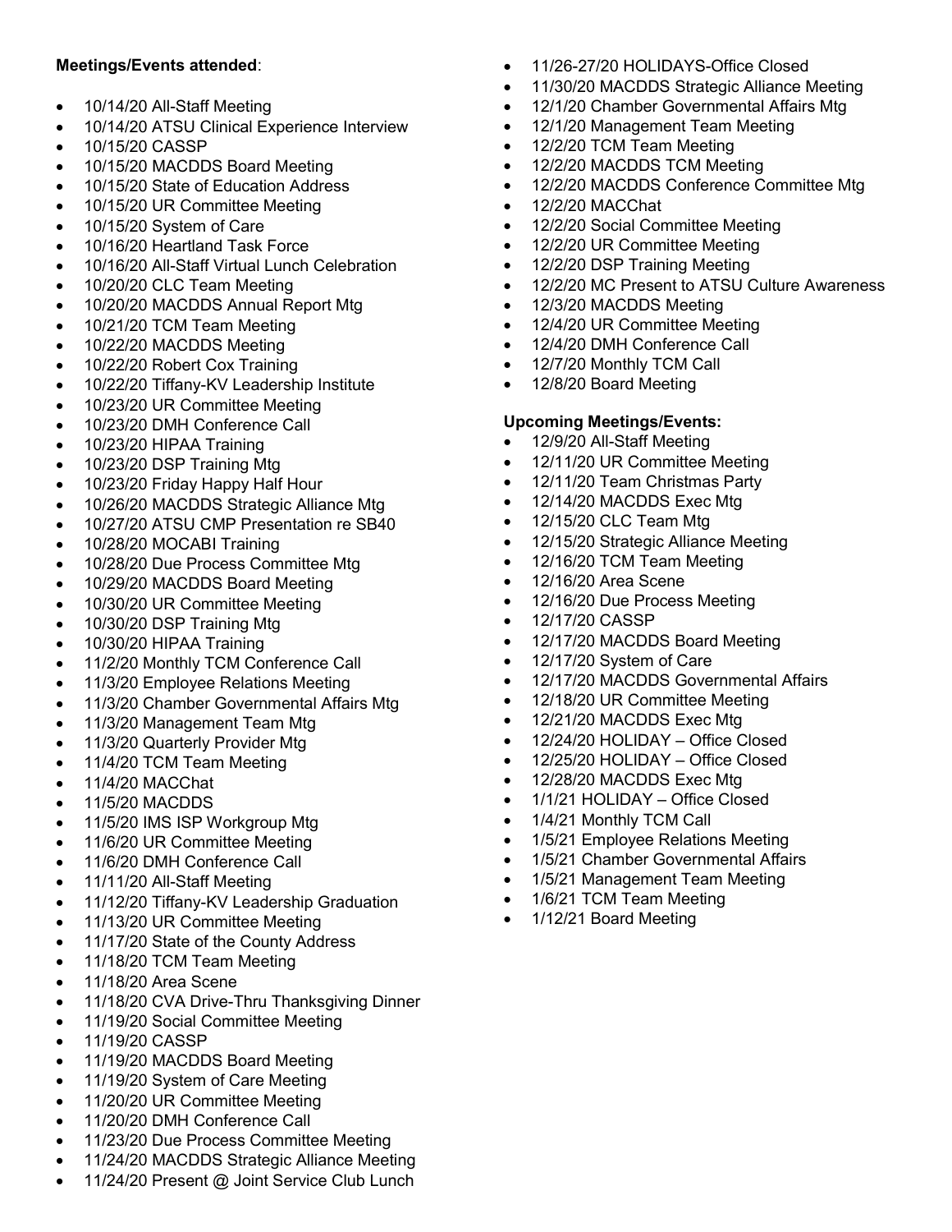**Meetings/Events attended**:

- 10/14/20 All-Staff Meeting
- 10/14/20 ATSU Clinical Experience Interview
- 10/15/20 CASSP
- 10/15/20 MACDDS Board Meeting
- 10/15/20 State of Education Address
- 10/15/20 UR Committee Meeting
- 10/15/20 System of Care
- 10/16/20 Heartland Task Force
- 10/16/20 All-Staff Virtual Lunch Celebration
- 10/20/20 CLC Team Meeting
- 10/20/20 MACDDS Annual Report Mtg
- 10/21/20 TCM Team Meeting
- 10/22/20 MACDDS Meeting
- 10/22/20 Robert Cox Training
- 10/22/20 Tiffany-KV Leadership Institute
- 10/23/20 UR Committee Meeting
- 10/23/20 DMH Conference Call
- 10/23/20 HIPAA Training
- 10/23/20 DSP Training Mtg
- 10/23/20 Friday Happy Half Hour
- 10/26/20 MACDDS Strategic Alliance Mtg
- 10/27/20 ATSU CMP Presentation re SB40
- 10/28/20 MOCABI Training
- 10/28/20 Due Process Committee Mtg
- 10/29/20 MACDDS Board Meeting
- 10/30/20 UR Committee Meeting
- 10/30/20 DSP Training Mtg
- 10/30/20 HIPAA Training
- 11/2/20 Monthly TCM Conference Call
- 11/3/20 Employee Relations Meeting
- 11/3/20 Chamber Governmental Affairs Mtg
- 11/3/20 Management Team Mtg
- 11/3/20 Quarterly Provider Mtg
- 11/4/20 TCM Team Meeting
- 11/4/20 MACChat
- 11/5/20 MACDDS
- 11/5/20 IMS ISP Workgroup Mtg
- 11/6/20 UR Committee Meeting
- 11/6/20 DMH Conference Call
- 11/11/20 All-Staff Meeting
- 11/12/20 Tiffany-KV Leadership Graduation
- 11/13/20 UR Committee Meeting
- 11/17/20 State of the County Address
- 11/18/20 TCM Team Meeting
- 11/18/20 Area Scene
- 11/18/20 CVA Drive-Thru Thanksgiving Dinner
- 11/19/20 Social Committee Meeting
- 11/19/20 CASSP
- 11/19/20 MACDDS Board Meeting
- 11/19/20 System of Care Meeting
- 11/20/20 UR Committee Meeting
- 11/20/20 DMH Conference Call
- 11/23/20 Due Process Committee Meeting
- 11/24/20 MACDDS Strategic Alliance Meeting
- 11/24/20 Present @ Joint Service Club Lunch
- 11/26-27/20 HOLIDAYS-Office Closed
- 11/30/20 MACDDS Strategic Alliance Meeting
- 12/1/20 Chamber Governmental Affairs Mtg
- 12/1/20 Management Team Meeting
- 12/2/20 TCM Team Meeting
- 12/2/20 MACDDS TCM Meeting
- 12/2/20 MACDDS Conference Committee Mtg
- 12/2/20 MACChat
- 12/2/20 Social Committee Meeting
- 12/2/20 UR Committee Meeting
- 12/2/20 DSP Training Meeting
- 12/2/20 MC Present to ATSU Culture Awareness
- 12/3/20 MACDDS Meeting
- 12/4/20 UR Committee Meeting
- 12/4/20 DMH Conference Call
- 12/7/20 Monthly TCM Call
- 12/8/20 Board Meeting

**Upcoming Meetings/Events:**

- 12/9/20 All-Staff Meeting
- 12/11/20 UR Committee Meeting
- 12/11/20 Team Christmas Party
- 12/14/20 MACDDS Exec Mtg
- 12/15/20 CLC Team Mtg
- 12/15/20 Strategic Alliance Meeting
- 12/16/20 TCM Team Meeting
- 12/16/20 Area Scene
- 12/16/20 Due Process Meeting
- 12/17/20 CASSP
- 12/17/20 MACDDS Board Meeting
- 12/17/20 System of Care
- 12/17/20 MACDDS Governmental Affairs
- 12/18/20 UR Committee Meeting
- 12/21/20 MACDDS Exec Mtg
- 12/24/20 HOLIDAY – Office Closed
- 12/25/20 HOLIDAY – Office Closed
- 12/28/20 MACDDS Exec Mtg
- 1/1/21 HOLIDAY – Office Closed
- 1/4/21 Monthly TCM Call
- 1/5/21 Employee Relations Meeting
- 1/5/21 Chamber Governmental Affairs
- 1/5/21 Management Team Meeting
- 1/6/21 TCM Team Meeting
- 1/12/21 Board Meeting